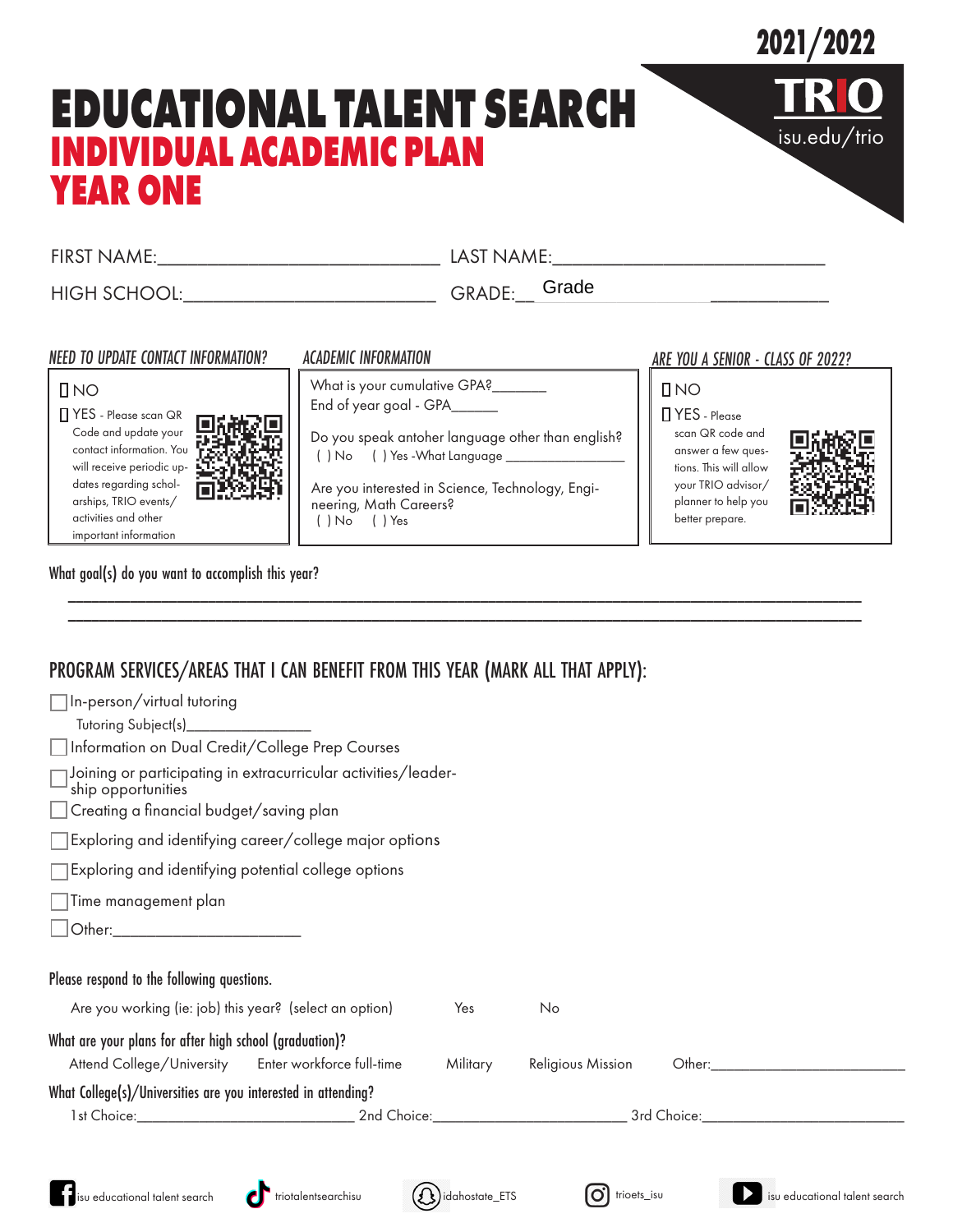2021/2022

TRIO
isu.edu/trio

# EDUCATIONAL TALENT SEARCH

## INDIVIDUAL ACADEMIC PLAN

## YEAR ONE

FIRST NAME:____________________________ LAST NAME:____________________________

HIGH SCHOOL:__________________________ GRADE:__ Grade ____________

### NEED TO UPDATE CONTACT INFORMATION?

- [ ] NO
- [ ] YES - Please scan QR Code and update your contact information. You will receive periodic updates regarding scholarships, TRIO events/ activities and other important information

### ACADEMIC INFORMATION

What is your cumulative GPA?_______

End of year goal - GPA______

Do you speak antoher language other than english?
( ) No ( ) Yes -What Language ________________

Are you interested in Science, Technology, Engineering, Math Careers?
( ) No ( ) Yes

### ARE YOU A SENIOR - CLASS OF 2022?

- [ ] NO
- [ ] YES - Please scan QR code and answer a few questions. This will allow your TRIO advisor/ planner to help you better prepare.

What goal(s) do you want to accomplish this year?

______________________________________________________________________________

______________________________________________________________________________

### PROGRAM SERVICES/AREAS THAT I CAN BENEFIT FROM THIS YEAR (MARK ALL THAT APPLY):

- [ ] In-person/virtual tutoring
  Tutoring Subject(s)________________
- [ ] Information on Dual Credit/College Prep Courses
- [ ] Joining or participating in extracurricular activities/leadership opportunities
- [ ] Creating a financial budget/saving plan
- [ ] Exploring and identifying career/college major options
- [ ] Exploring and identifying potential college options
- [ ] Time management plan
- [ ] Other:________________________

Please respond to the following questions.

Are you working (ie: job) this year? (select an option) Yes No

What are your plans for after high school (graduation)?

Attend College/University Enter workforce full-time Military Religious Mission Other:_________________________

What College(s)/Universities are you interested in attending?

1st Choice:___________________________ 2nd Choice:_________________________ 3rd Choice:_________________________

isu educational talent search | triotalentsearchisu | idahostate_ETS | trioets_isu | isu educational talent search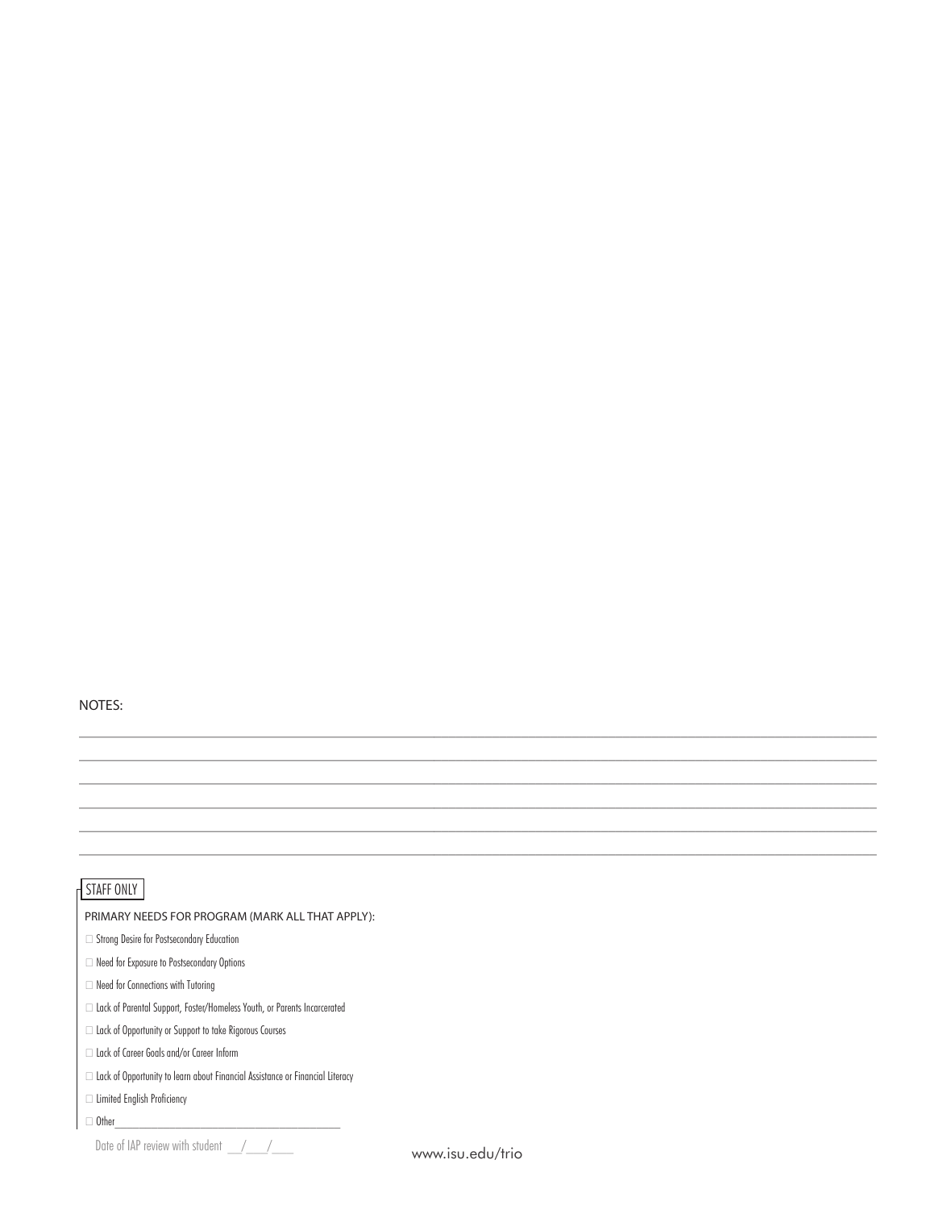NOTES:

\_\_\_\_\_\_\_\_\_\_\_\_\_\_\_\_\_\_\_\_\_\_\_\_\_\_\_\_\_\_\_\_\_\_\_\_\_\_\_\_\_\_\_\_\_\_\_\_\_\_\_\_\_\_\_\_\_\_\_\_

\_\_\_\_\_\_\_\_\_\_\_\_\_\_\_\_\_\_\_\_\_\_\_\_\_\_\_\_\_\_\_\_\_\_\_\_\_\_\_\_\_\_\_\_\_\_\_\_\_\_\_\_\_\_\_\_\_\_\_\_

\_\_\_\_\_\_\_\_\_\_\_\_\_\_\_\_\_\_\_\_\_\_\_\_\_\_\_\_\_\_\_\_\_\_\_\_\_\_\_\_\_\_\_\_\_\_\_\_\_\_\_\_\_\_\_\_\_\_\_\_

\_\_\_\_\_\_\_\_\_\_\_\_\_\_\_\_\_\_\_\_\_\_\_\_\_\_\_\_\_\_\_\_\_\_\_\_\_\_\_\_\_\_\_\_\_\_\_\_\_\_\_\_\_\_\_\_\_\_\_\_

\_\_\_\_\_\_\_\_\_\_\_\_\_\_\_\_\_\_\_\_\_\_\_\_\_\_\_\_\_\_\_\_\_\_\_\_\_\_\_\_\_\_\_\_\_\_\_\_\_\_\_\_\_\_\_\_\_\_\_\_

\_\_\_\_\_\_\_\_\_\_\_\_\_\_\_\_\_\_\_\_\_\_\_\_\_\_\_\_\_\_\_\_\_\_\_\_\_\_\_\_\_\_\_\_\_\_\_\_\_\_\_\_\_\_\_\_\_\_\_\_

STAFF ONLY

PRIMARY NEEDS FOR PROGRAM (MARK ALL THAT APPLY):

- ☐ Strong Desire for Postsecondary Education
- ☐ Need for Exposure to Postsecondary Options
- ☐ Need for Connections with Tutoring
- ☐ Lack of Parental Support, Foster/Homeless Youth, or Parents Incarcerated
- ☐ Lack of Opportunity or Support to take Rigorous Courses
- ☐ Lack of Career Goals and/or Career Inform
- ☐ Lack of Opportunity to learn about Financial Assistance or Financial Literacy
- ☐ Limited English Proficiency
- ☐ Other\_\_\_\_\_\_\_\_\_\_\_\_\_\_\_\_\_\_\_\_\_\_\_\_\_\_\_\_\_\_\_\_\_\_\_\_

Date of IAP review with student \_\_/\_\_\_/\_\_\_

www.isu.edu/trio